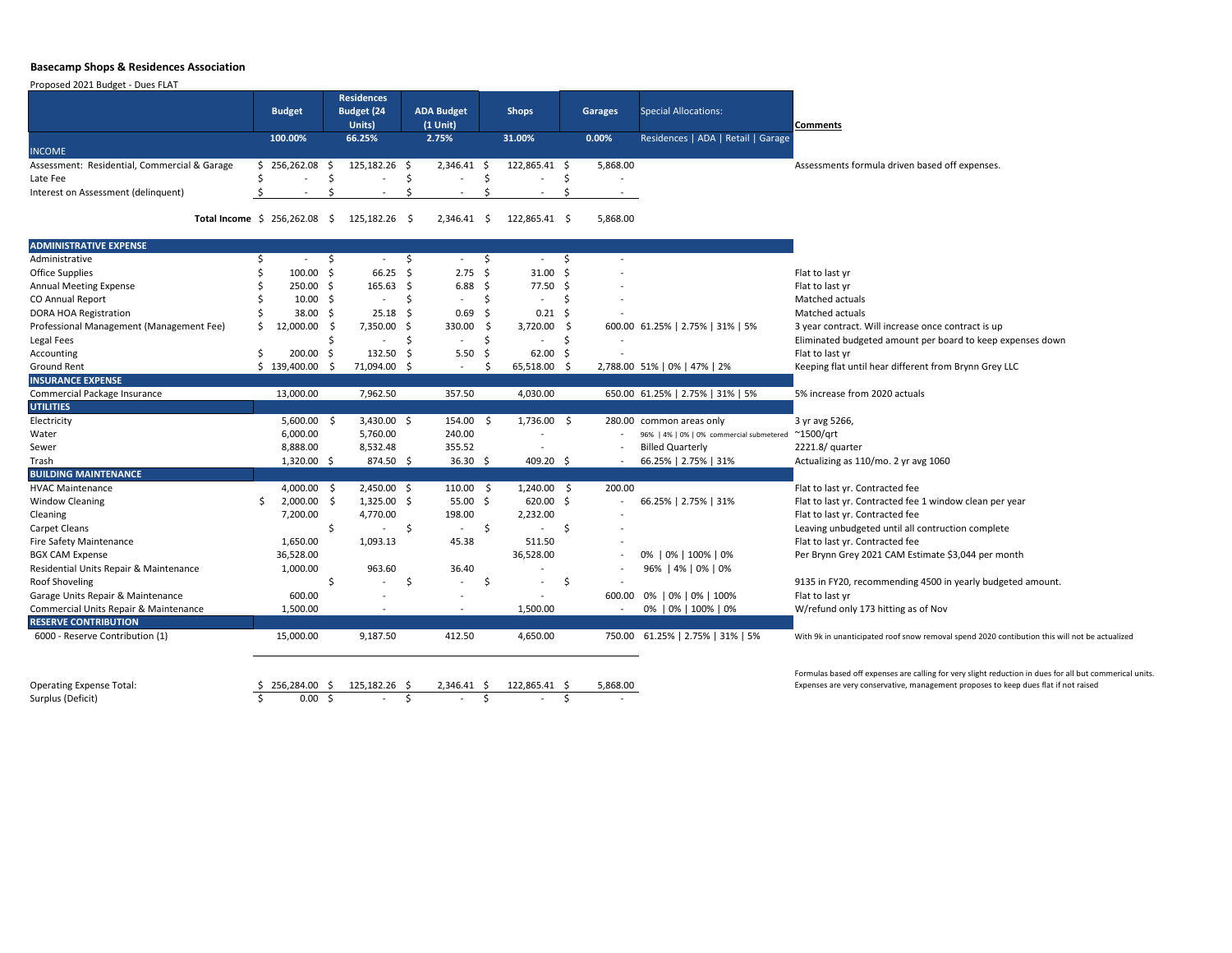**Basecamp Shops & Residences Association**

Proposed 2021 Budget - Dues FLAT

| | Budget | Residences Budget (24 Units) | ADA Budget (1 Unit) | Shops | Garages | Special Allocations: | Comments |
|---|---|---|---|---|---|---|---|
| | 100.00% | 66.25% | 2.75% | 31.00% | 0.00% | Residences \| ADA \| Retail \| Garage | |
| **INCOME** | | | | | | | |
| Assessment: Residential, Commercial & Garage | $ 256,262.08 | $ 125,182.26 | $ 2,346.41 | $ 122,865.41 | $ 5,868.00 | | Assessments formula driven based off expenses. |
| Late Fee | $ - | $ - | $ - | $ - | $ - | | |
| Interest on Assessment (delinquent) | $ - | $ - | $ - | $ - | $ - | | |
| **Total Income** | $ 256,262.08 | $ 125,182.26 | $ 2,346.41 | $ 122,865.41 | $ 5,868.00 | | |
| **ADMINISTRATIVE EXPENSE** | | | | | | | |
| Administrative | $ - | $ - | $ - | $ - | $ - | | |
| Office Supplies | $ 100.00 | $ 66.25 | $ 2.75 | $ 31.00 | $ - | | Flat to last yr |
| Annual Meeting Expense | $ 250.00 | $ 165.63 | $ 6.88 | $ 77.50 | $ - | | Flat to last yr |
| CO Annual Report | $ 10.00 | $ - | $ - | $ - | $ - | | Matched actuals |
| DORA HOA Registration | $ 38.00 | $ 25.18 | $ 0.69 | $ 0.21 | $ - | | Matched actuals |
| Professional Management (Management Fee) | $ 12,000.00 | $ 7,350.00 | $ 330.00 | $ 3,720.00 | $ 600.00 | 61.25% \| 2.75% \| 31% \| 5% | 3 year contract. Will increase once contract is up |
| Legal Fees | | $ - | $ - | $ - | $ - | | Eliminated budgeted amount per board to keep expenses down |
| Accounting | $ 200.00 | $ 132.50 | $ 5.50 | $ 62.00 | $ - | | Flat to last yr |
| Ground Rent | $ 139,400.00 | $ 71,094.00 | $ - | $ 65,518.00 | $ 2,788.00 | 51% \| 0% \| 47% \| 2% | Keeping flat until hear different from Brynn Grey LLC |
| **INSURANCE EXPENSE** | | | | | | | |
| Commercial Package Insurance | 13,000.00 | 7,962.50 | 357.50 | 4,030.00 | 650.00 | 61.25% \| 2.75% \| 31% \| 5% | 5% increase from 2020 actuals |
| **UTILITIES** | | | | | | | |
| Electricity | 5,600.00 | $ 3,430.00 | $ 154.00 | $ 1,736.00 | $ 280.00 | common areas only | 3 yr avg 5266, |
| Water | 6,000.00 | 5,760.00 | 240.00 | - | - | 96% \| 4% \| 0% \| 0% commercial submetered | ~1500/qrt |
| Sewer | 8,888.00 | 8,532.48 | 355.52 | - | - | Billed Quarterly | 2221.8/ quarter |
| Trash | 1,320.00 | $ 874.50 | $ 36.30 | $ 409.20 | $ - | 66.25% \| 2.75% \| 31% | Actualizing as 110/mo. 2 yr avg 1060 |
| **BUILDING MAINTENANCE** | | | | | | | |
| HVAC Maintenance | 4,000.00 | $ 2,450.00 | $ 110.00 | $ 1,240.00 | $ 200.00 | | Flat to last yr. Contracted fee |
| Window Cleaning | $ 2,000.00 | $ 1,325.00 | $ 55.00 | $ 620.00 | $ - | 66.25% \| 2.75% \| 31% | Flat to last yr. Contracted fee 1 window clean per year |
| Cleaning | 7,200.00 | 4,770.00 | 198.00 | 2,232.00 | - | | Flat to last yr. Contracted fee |
| Carpet Cleans | | $ - | $ - | $ - | $ - | | Leaving unbudgeted until all contruction complete |
| Fire Safety Maintenance | 1,650.00 | 1,093.13 | 45.38 | 511.50 | - | | Flat to last yr. Contracted fee |
| BGX CAM Expense | 36,528.00 | | | 36,528.00 | - | 0% \| 0% \| 100% \| 0% | Per Brynn Grey 2021 CAM Estimate $3,044 per month |
| Residential Units Repair & Maintenance | 1,000.00 | 963.60 | 36.40 | - | - | 96% \| 4% \| 0% \| 0% | |
| Roof Shoveling | | $ - | $ - | $ - | $ - | | 9135 in FY20, recommending 4500 in yearly budgeted amount. |
| Garage Units Repair & Maintenance | 600.00 | - | - | - | 600.00 | 0% \| 0% \| 0% \| 100% | Flat to last yr |
| Commercial Units Repair & Maintenance | 1,500.00 | - | - | 1,500.00 | - | 0% \| 0% \| 100% \| 0% | W/refund only 173 hitting as of Nov |
| **RESERVE CONTRIBUTION** | | | | | | | |
| 6000 - Reserve Contribution (1) | 15,000.00 | 9,187.50 | 412.50 | 4,650.00 | 750.00 | 61.25% \| 2.75% \| 31% \| 5% | With 9k in unanticipated roof snow removal spend 2020 contibution this will not be actualized |
| Operating Expense Total: | $ 256,284.00 | $ 125,182.26 | $ 2,346.41 | $ 122,865.41 | $ 5,868.00 | | Formulas based off expenses are calling for very slight reduction in dues for all but commerical units. Expenses are very conservative, management proposes to keep dues flat if not raised |
| Surplus (Deficit) | $ 0.00 | $ - | $ - | $ - | $ - | | |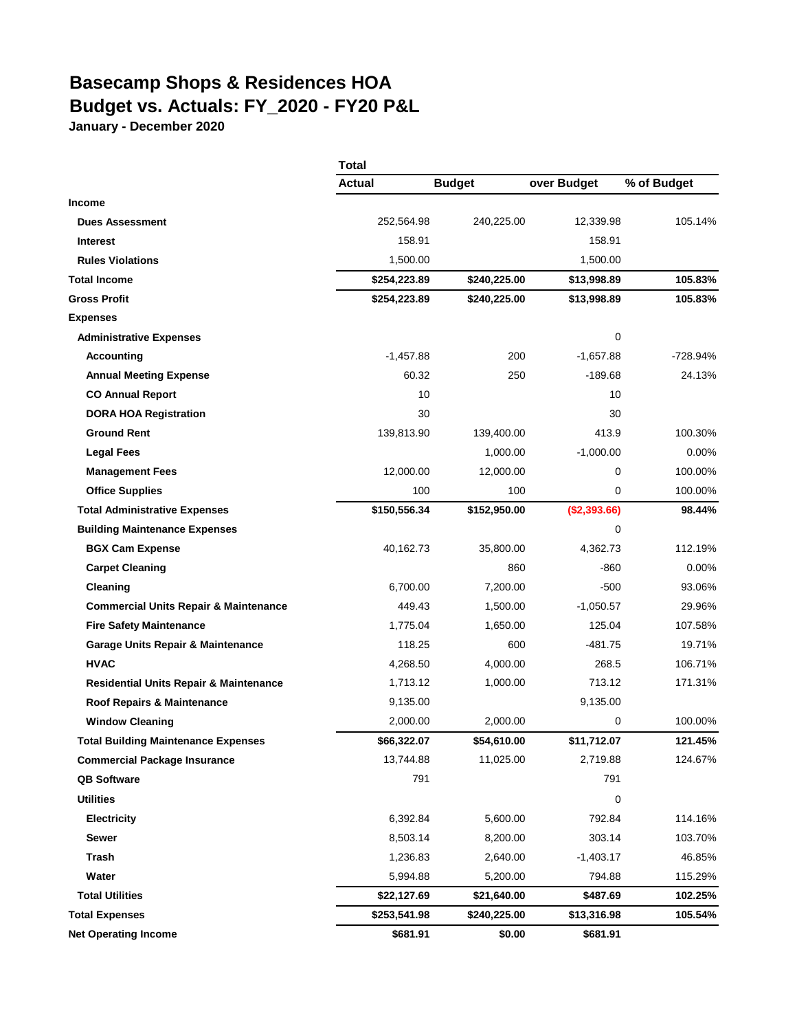# Basecamp Shops & Residences HOA
# Budget vs. Actuals: FY_2020 - FY20 P&L

**January - December 2020**

| | Total | | | |
|---|---|---|---|---|
| | **Actual** | **Budget** | **over Budget** | **% of Budget** |
| **Income** | | | | |
| **Dues Assessment** | 252,564.98 | 240,225.00 | 12,339.98 | 105.14% |
| **Interest** | 158.91 | | 158.91 | |
| **Rules Violations** | 1,500.00 | | 1,500.00 | |
| **Total Income** | **$254,223.89** | **$240,225.00** | **$13,998.89** | **105.83%** |
| **Gross Profit** | **$254,223.89** | **$240,225.00** | **$13,998.89** | **105.83%** |
| **Expenses** | | | | |
| **Administrative Expenses** | | | 0 | |
| **Accounting** | -1,457.88 | 200 | -1,657.88 | -728.94% |
| **Annual Meeting Expense** | 60.32 | 250 | -189.68 | 24.13% |
| **CO Annual Report** | 10 | | 10 | |
| **DORA HOA Registration** | 30 | | 30 | |
| **Ground Rent** | 139,813.90 | 139,400.00 | 413.9 | 100.30% |
| **Legal Fees** | | 1,000.00 | -1,000.00 | 0.00% |
| **Management Fees** | 12,000.00 | 12,000.00 | 0 | 100.00% |
| **Office Supplies** | 100 | 100 | 0 | 100.00% |
| **Total Administrative Expenses** | **$150,556.34** | **$152,950.00** | **($2,393.66)** | **98.44%** |
| **Building Maintenance Expenses** | | | 0 | |
| **BGX Cam Expense** | 40,162.73 | 35,800.00 | 4,362.73 | 112.19% |
| **Carpet Cleaning** | | 860 | -860 | 0.00% |
| **Cleaning** | 6,700.00 | 7,200.00 | -500 | 93.06% |
| **Commercial Units Repair & Maintenance** | 449.43 | 1,500.00 | -1,050.57 | 29.96% |
| **Fire Safety Maintenance** | 1,775.04 | 1,650.00 | 125.04 | 107.58% |
| **Garage Units Repair & Maintenance** | 118.25 | 600 | -481.75 | 19.71% |
| **HVAC** | 4,268.50 | 4,000.00 | 268.5 | 106.71% |
| **Residential Units Repair & Maintenance** | 1,713.12 | 1,000.00 | 713.12 | 171.31% |
| **Roof Repairs & Maintenance** | 9,135.00 | | 9,135.00 | |
| **Window Cleaning** | 2,000.00 | 2,000.00 | 0 | 100.00% |
| **Total Building Maintenance Expenses** | **$66,322.07** | **$54,610.00** | **$11,712.07** | **121.45%** |
| **Commercial Package Insurance** | 13,744.88 | 11,025.00 | 2,719.88 | 124.67% |
| **QB Software** | 791 | | 791 | |
| **Utilities** | | | 0 | |
| **Electricity** | 6,392.84 | 5,600.00 | 792.84 | 114.16% |
| **Sewer** | 8,503.14 | 8,200.00 | 303.14 | 103.70% |
| **Trash** | 1,236.83 | 2,640.00 | -1,403.17 | 46.85% |
| **Water** | 5,994.88 | 5,200.00 | 794.88 | 115.29% |
| **Total Utilities** | **$22,127.69** | **$21,640.00** | **$487.69** | **102.25%** |
| **Total Expenses** | **$253,541.98** | **$240,225.00** | **$13,316.98** | **105.54%** |
| **Net Operating Income** | **$681.91** | **$0.00** | **$681.91** | |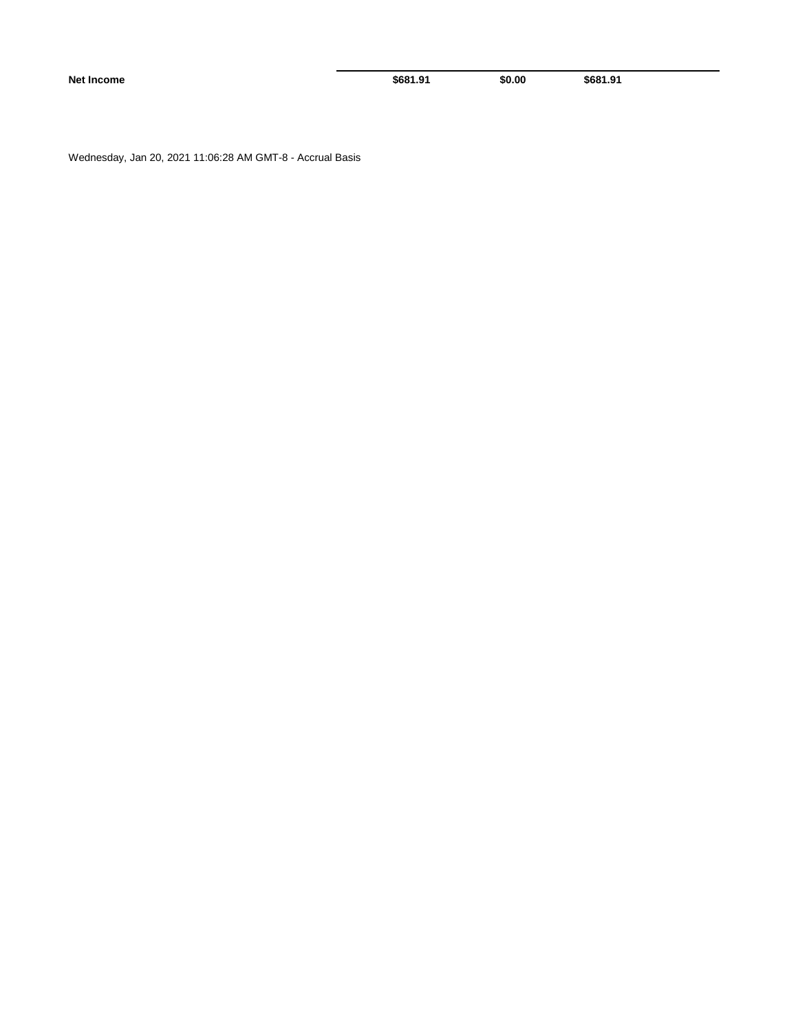| | | | |
|---|---|---|---|
| **Net Income** | **$681.91** | **$0.00** | **$681.91** |

Wednesday, Jan 20, 2021 11:06:28 AM GMT-8 - Accrual Basis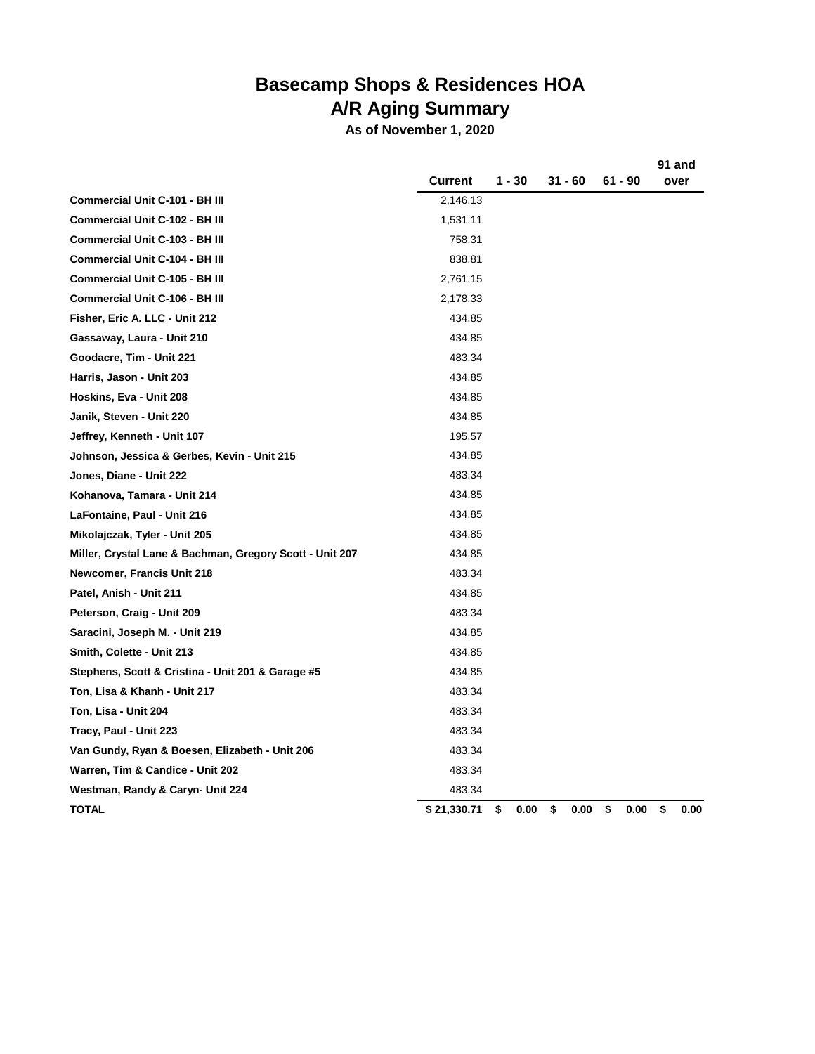# Basecamp Shops & Residences HOA
## A/R Aging Summary
### As of November 1, 2020

| | Current | 1 - 30 | 31 - 60 | 61 - 90 | 91 and over |
|---|---|---|---|---|---|
| **Commercial Unit C-101 - BH III** | 2,146.13 | | | | |
| **Commercial Unit C-102 - BH III** | 1,531.11 | | | | |
| **Commercial Unit C-103 - BH III** | 758.31 | | | | |
| **Commercial Unit C-104 - BH III** | 838.81 | | | | |
| **Commercial Unit C-105 - BH III** | 2,761.15 | | | | |
| **Commercial Unit C-106 - BH III** | 2,178.33 | | | | |
| **Fisher, Eric A. LLC - Unit 212** | 434.85 | | | | |
| **Gassaway, Laura - Unit 210** | 434.85 | | | | |
| **Goodacre, Tim - Unit 221** | 483.34 | | | | |
| **Harris, Jason - Unit 203** | 434.85 | | | | |
| **Hoskins, Eva - Unit 208** | 434.85 | | | | |
| **Janik, Steven - Unit 220** | 434.85 | | | | |
| **Jeffrey, Kenneth - Unit 107** | 195.57 | | | | |
| **Johnson, Jessica & Gerbes, Kevin - Unit 215** | 434.85 | | | | |
| **Jones, Diane - Unit 222** | 483.34 | | | | |
| **Kohanova, Tamara - Unit 214** | 434.85 | | | | |
| **LaFontaine, Paul - Unit 216** | 434.85 | | | | |
| **Mikolajczak, Tyler - Unit 205** | 434.85 | | | | |
| **Miller, Crystal Lane & Bachman, Gregory Scott - Unit 207** | 434.85 | | | | |
| **Newcomer, Francis Unit 218** | 483.34 | | | | |
| **Patel, Anish - Unit 211** | 434.85 | | | | |
| **Peterson, Craig - Unit 209** | 483.34 | | | | |
| **Saracini, Joseph M. - Unit 219** | 434.85 | | | | |
| **Smith, Colette - Unit 213** | 434.85 | | | | |
| **Stephens, Scott & Cristina - Unit 201 & Garage #5** | 434.85 | | | | |
| **Ton, Lisa & Khanh - Unit 217** | 483.34 | | | | |
| **Ton, Lisa - Unit 204** | 483.34 | | | | |
| **Tracy, Paul - Unit 223** | 483.34 | | | | |
| **Van Gundy, Ryan & Boesen, Elizabeth - Unit 206** | 483.34 | | | | |
| **Warren, Tim & Candice - Unit 202** | 483.34 | | | | |
| **Westman, Randy & Caryn- Unit 224** | 483.34 | | | | |
| **TOTAL** | **$ 21,330.71** | **$ 0.00** | **$ 0.00** | **$ 0.00** | **$ 0.00** |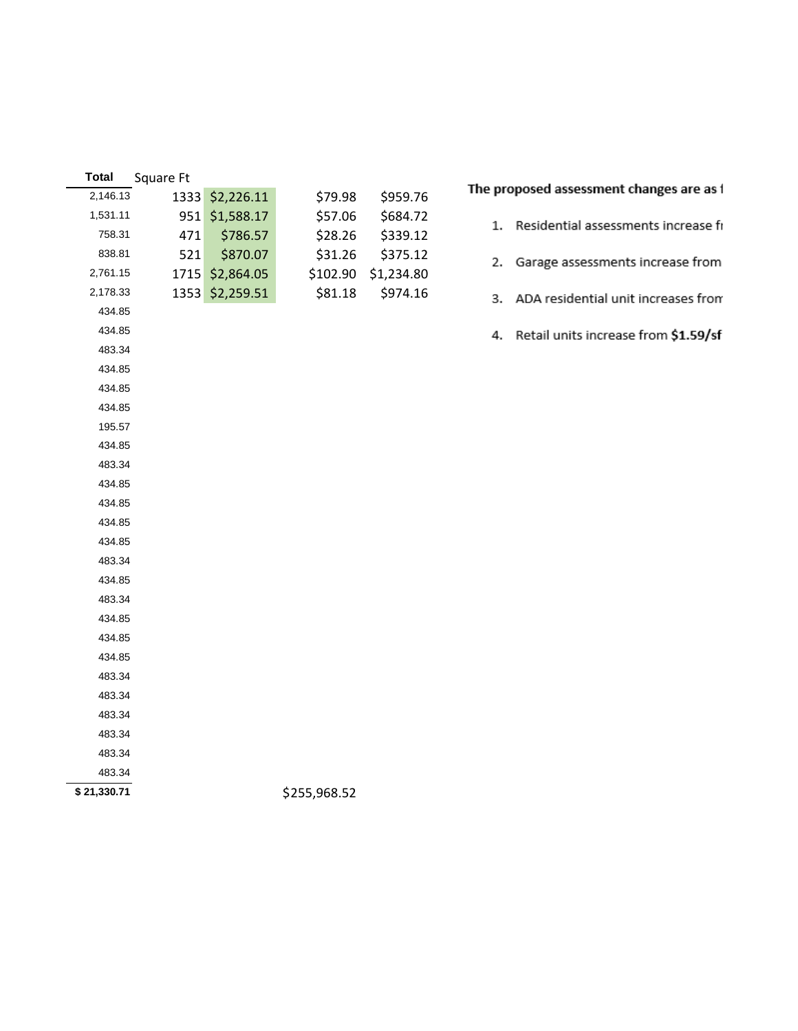| Total | Square Ft | | | |
|---|---|---|---|---|
| 2,146.13 | 1333 | $2,226.11 | $79.98 | $959.76 |
| 1,531.11 | 951 | $1,588.17 | $57.06 | $684.72 |
| 758.31 | 471 | $786.57 | $28.26 | $339.12 |
| 838.81 | 521 | $870.07 | $31.26 | $375.12 |
| 2,761.15 | 1715 | $2,864.05 | $102.90 | $1,234.80 |
| 2,178.33 | 1353 | $2,259.51 | $81.18 | $974.16 |
| 434.85 | | | | |
| 434.85 | | | | |
| 483.34 | | | | |
| 434.85 | | | | |
| 434.85 | | | | |
| 434.85 | | | | |
| 195.57 | | | | |
| 434.85 | | | | |
| 483.34 | | | | |
| 434.85 | | | | |
| 434.85 | | | | |
| 434.85 | | | | |
| 434.85 | | | | |
| 483.34 | | | | |
| 434.85 | | | | |
| 483.34 | | | | |
| 434.85 | | | | |
| 434.85 | | | | |
| 434.85 | | | | |
| 483.34 | | | | |
| 483.34 | | | | |
| 483.34 | | | | |
| 483.34 | | | | |
| 483.34 | | | | |
| 483.34 | | | | |
| **$ 21,330.71** | | | $255,968.52 | |

**The proposed assessment changes are as f**

1. Residential assessments increase fr
2. Garage assessments increase from
3. ADA residential unit increases from
4. Retail units increase from **$1.59/sf**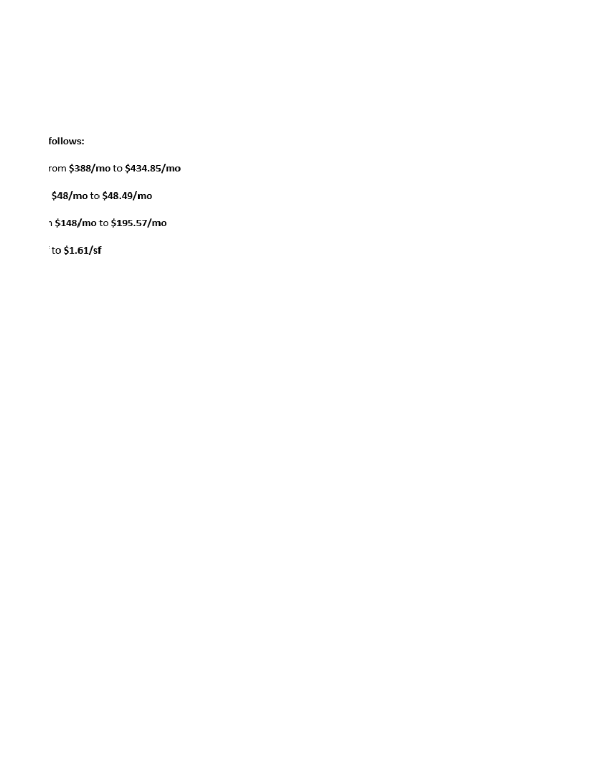**follows:**

rom **$388/mo** to **$434.85/mo**

**$48/mo** to **$48.49/mo**

**$148/mo** to **$195.57/mo**

to **$1.61/sf**